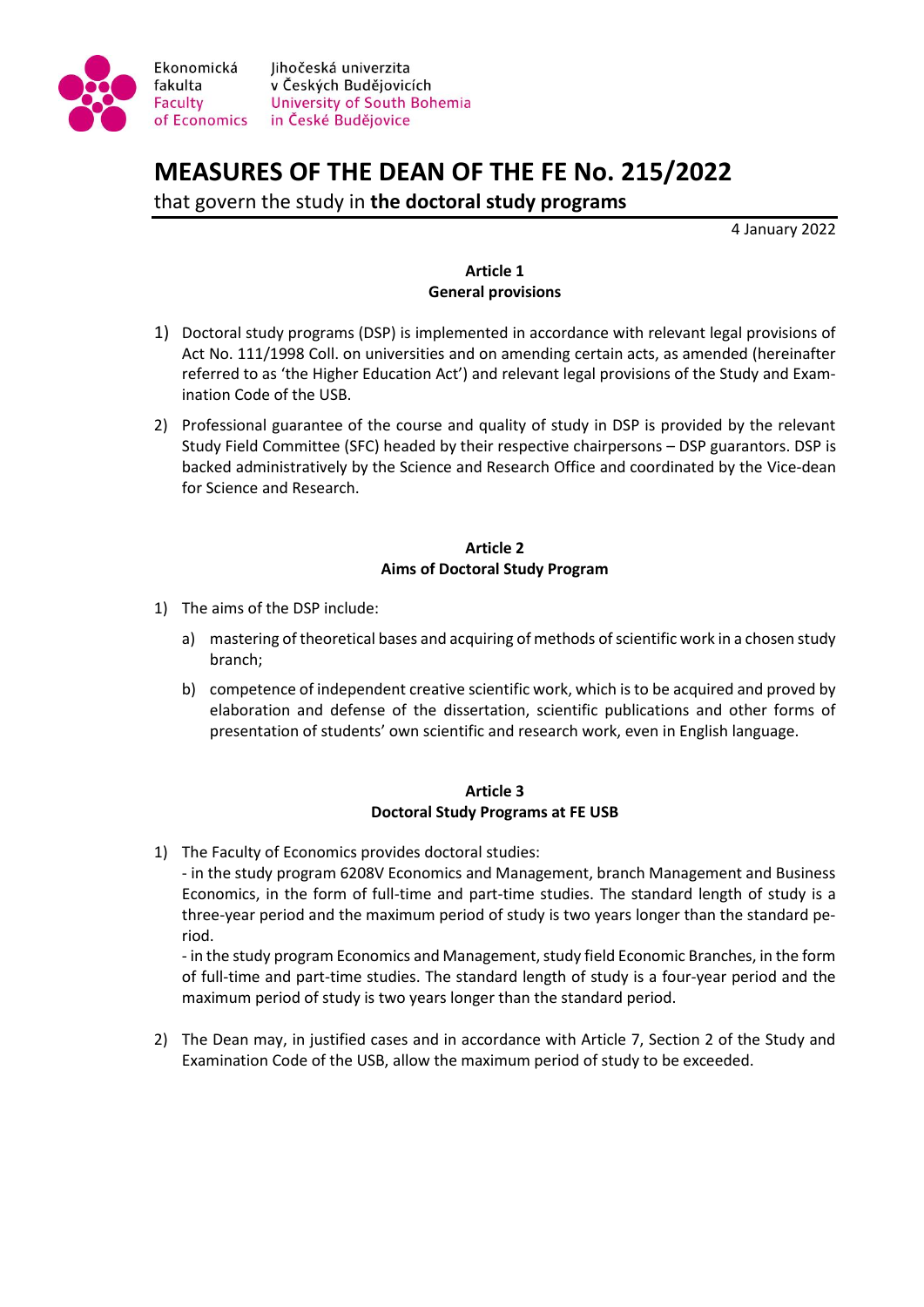Ekonomická fakulta
Faculty of Economics

Jihočeská univerzita v Českých Budějovicích
University of South Bohemia in České Budějovice

# MEASURES OF THE DEAN OF THE FE No. 215/2022

that govern the study in **the doctoral study programs**

4 January 2022

## Article 1
## General provisions

1) Doctoral study programs (DSP) is implemented in accordance with relevant legal provisions of Act No. 111/1998 Coll. on universities and on amending certain acts, as amended (hereinafter referred to as 'the Higher Education Act') and relevant legal provisions of the Study and Examination Code of the USB.

2) Professional guarantee of the course and quality of study in DSP is provided by the relevant Study Field Committee (SFC) headed by their respective chairpersons – DSP guarantors. DSP is backed administratively by the Science and Research Office and coordinated by the Vice-dean for Science and Research.

## Article 2
## Aims of Doctoral Study Program

1) The aims of the DSP include:

   a) mastering of theoretical bases and acquiring of methods of scientific work in a chosen study branch;

   b) competence of independent creative scientific work, which is to be acquired and proved by elaboration and defense of the dissertation, scientific publications and other forms of presentation of students' own scientific and research work, even in English language.

## Article 3
## Doctoral Study Programs at FE USB

1) The Faculty of Economics provides doctoral studies:

   - in the study program 6208V Economics and Management, branch Management and Business Economics, in the form of full-time and part-time studies. The standard length of study is a three-year period and the maximum period of study is two years longer than the standard period.

   - in the study program Economics and Management, study field Economic Branches, in the form of full-time and part-time studies. The standard length of study is a four-year period and the maximum period of study is two years longer than the standard period.

2) The Dean may, in justified cases and in accordance with Article 7, Section 2 of the Study and Examination Code of the USB, allow the maximum period of study to be exceeded.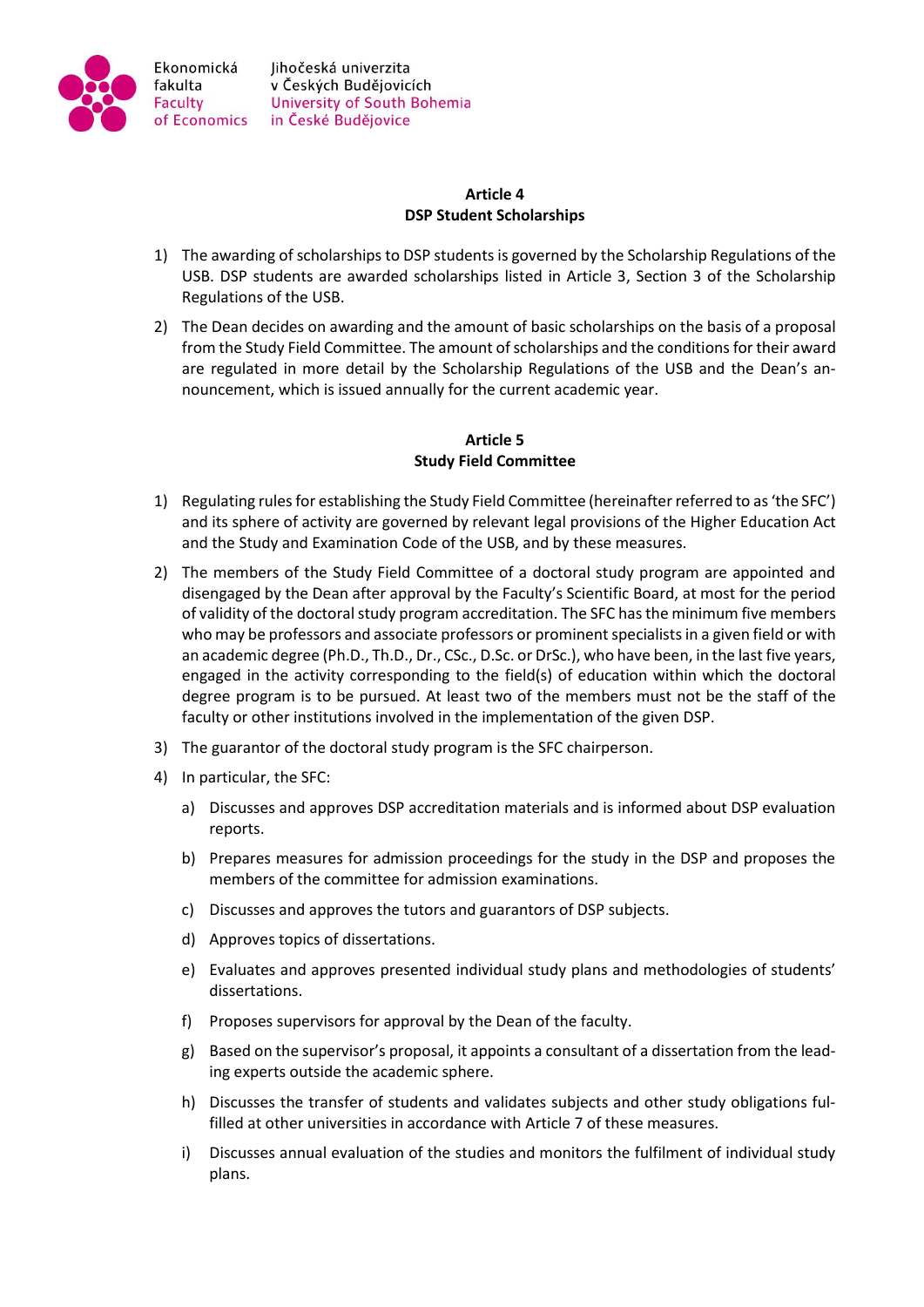## Article 4
## DSP Student Scholarships

1) The awarding of scholarships to DSP students is governed by the Scholarship Regulations of the USB. DSP students are awarded scholarships listed in Article 3, Section 3 of the Scholarship Regulations of the USB.

2) The Dean decides on awarding and the amount of basic scholarships on the basis of a proposal from the Study Field Committee. The amount of scholarships and the conditions for their award are regulated in more detail by the Scholarship Regulations of the USB and the Dean's announcement, which is issued annually for the current academic year.

## Article 5
## Study Field Committee

1) Regulating rules for establishing the Study Field Committee (hereinafter referred to as 'the SFC') and its sphere of activity are governed by relevant legal provisions of the Higher Education Act and the Study and Examination Code of the USB, and by these measures.

2) The members of the Study Field Committee of a doctoral study program are appointed and disengaged by the Dean after approval by the Faculty's Scientific Board, at most for the period of validity of the doctoral study program accreditation. The SFC has the minimum five members who may be professors and associate professors or prominent specialists in a given field or with an academic degree (Ph.D., Th.D., Dr., CSc., D.Sc. or DrSc.), who have been, in the last five years, engaged in the activity corresponding to the field(s) of education within which the doctoral degree program is to be pursued. At least two of the members must not be the staff of the faculty or other institutions involved in the implementation of the given DSP.

3) The guarantor of the doctoral study program is the SFC chairperson.

4) In particular, the SFC:

   a) Discusses and approves DSP accreditation materials and is informed about DSP evaluation reports.

   b) Prepares measures for admission proceedings for the study in the DSP and proposes the members of the committee for admission examinations.

   c) Discusses and approves the tutors and guarantors of DSP subjects.

   d) Approves topics of dissertations.

   e) Evaluates and approves presented individual study plans and methodologies of students' dissertations.

   f) Proposes supervisors for approval by the Dean of the faculty.

   g) Based on the supervisor's proposal, it appoints a consultant of a dissertation from the leading experts outside the academic sphere.

   h) Discusses the transfer of students and validates subjects and other study obligations fulfilled at other universities in accordance with Article 7 of these measures.

   i) Discusses annual evaluation of the studies and monitors the fulfilment of individual study plans.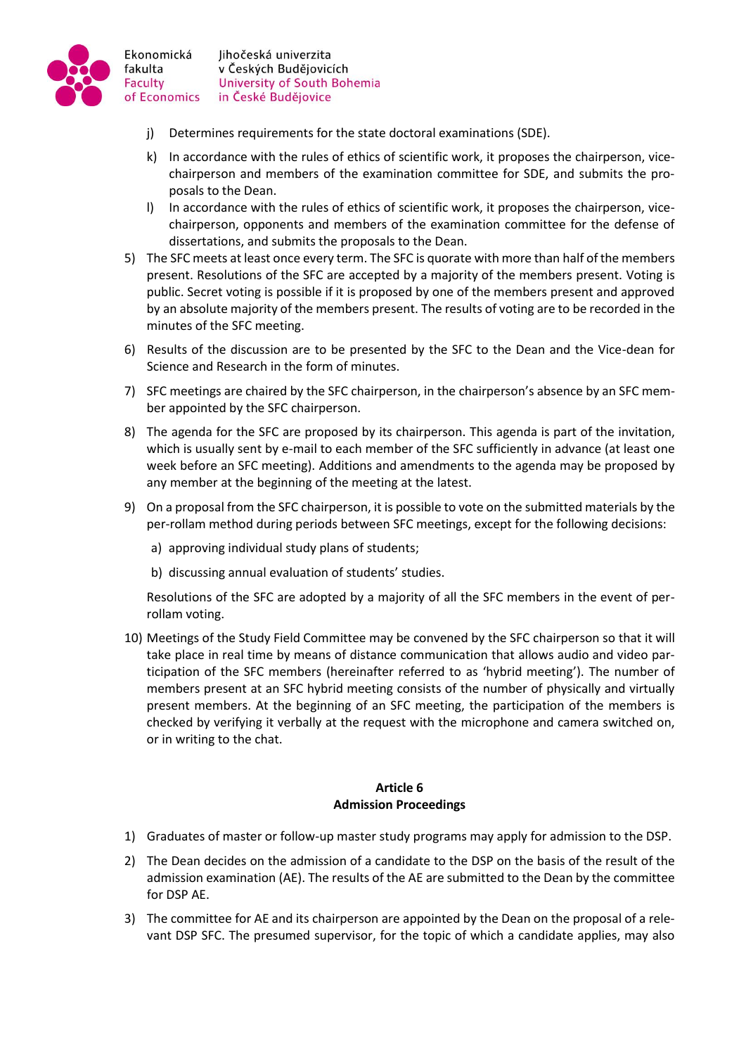j) Determines requirements for the state doctoral examinations (SDE).

k) In accordance with the rules of ethics of scientific work, it proposes the chairperson, vice-chairperson and members of the examination committee for SDE, and submits the proposals to the Dean.

l) In accordance with the rules of ethics of scientific work, it proposes the chairperson, vice-chairperson, opponents and members of the examination committee for the defense of dissertations, and submits the proposals to the Dean.

5) The SFC meets at least once every term. The SFC is quorate with more than half of the members present. Resolutions of the SFC are accepted by a majority of the members present. Voting is public. Secret voting is possible if it is proposed by one of the members present and approved by an absolute majority of the members present. The results of voting are to be recorded in the minutes of the SFC meeting.

6) Results of the discussion are to be presented by the SFC to the Dean and the Vice-dean for Science and Research in the form of minutes.

7) SFC meetings are chaired by the SFC chairperson, in the chairperson's absence by an SFC member appointed by the SFC chairperson.

8) The agenda for the SFC are proposed by its chairperson. This agenda is part of the invitation, which is usually sent by e-mail to each member of the SFC sufficiently in advance (at least one week before an SFC meeting). Additions and amendments to the agenda may be proposed by any member at the beginning of the meeting at the latest.

9) On a proposal from the SFC chairperson, it is possible to vote on the submitted materials by the per-rollam method during periods between SFC meetings, except for the following decisions:

   a) approving individual study plans of students;

   b) discussing annual evaluation of students' studies.

   Resolutions of the SFC are adopted by a majority of all the SFC members in the event of per-rollam voting.

10) Meetings of the Study Field Committee may be convened by the SFC chairperson so that it will take place in real time by means of distance communication that allows audio and video participation of the SFC members (hereinafter referred to as 'hybrid meeting'). The number of members present at an SFC hybrid meeting consists of the number of physically and virtually present members. At the beginning of an SFC meeting, the participation of the members is checked by verifying it verbally at the request with the microphone and camera switched on, or in writing to the chat.

## Article 6
## Admission Proceedings

1) Graduates of master or follow-up master study programs may apply for admission to the DSP.

2) The Dean decides on the admission of a candidate to the DSP on the basis of the result of the admission examination (AE). The results of the AE are submitted to the Dean by the committee for DSP AE.

3) The committee for AE and its chairperson are appointed by the Dean on the proposal of a relevant DSP SFC. The presumed supervisor, for the topic of which a candidate applies, may also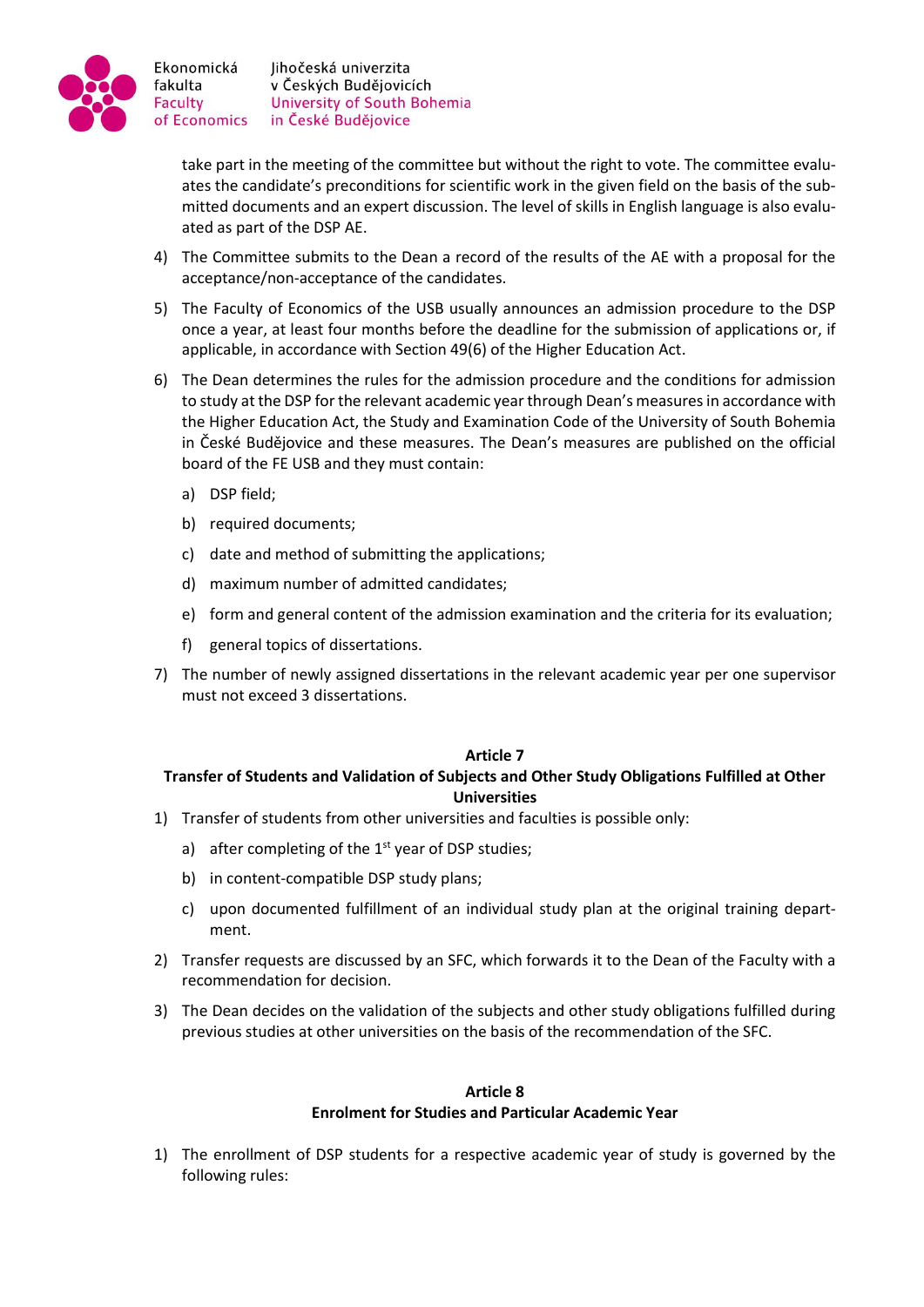take part in the meeting of the committee but without the right to vote. The committee evaluates the candidate's preconditions for scientific work in the given field on the basis of the submitted documents and an expert discussion. The level of skills in English language is also evaluated as part of the DSP AE.

4) The Committee submits to the Dean a record of the results of the AE with a proposal for the acceptance/non-acceptance of the candidates.

5) The Faculty of Economics of the USB usually announces an admission procedure to the DSP once a year, at least four months before the deadline for the submission of applications or, if applicable, in accordance with Section 49(6) of the Higher Education Act.

6) The Dean determines the rules for the admission procedure and the conditions for admission to study at the DSP for the relevant academic year through Dean's measures in accordance with the Higher Education Act, the Study and Examination Code of the University of South Bohemia in České Budějovice and these measures. The Dean's measures are published on the official board of the FE USB and they must contain:

   a) DSP field;

   b) required documents;

   c) date and method of submitting the applications;

   d) maximum number of admitted candidates;

   e) form and general content of the admission examination and the criteria for its evaluation;

   f) general topics of dissertations.

7) The number of newly assigned dissertations in the relevant academic year per one supervisor must not exceed 3 dissertations.

**Article 7**

**Transfer of Students and Validation of Subjects and Other Study Obligations Fulfilled at Other Universities**

1) Transfer of students from other universities and faculties is possible only:

   a) after completing of the 1st year of DSP studies;

   b) in content-compatible DSP study plans;

   c) upon documented fulfillment of an individual study plan at the original training department.

2) Transfer requests are discussed by an SFC, which forwards it to the Dean of the Faculty with a recommendation for decision.

3) The Dean decides on the validation of the subjects and other study obligations fulfilled during previous studies at other universities on the basis of the recommendation of the SFC.

**Article 8**

**Enrolment for Studies and Particular Academic Year**

1) The enrollment of DSP students for a respective academic year of study is governed by the following rules: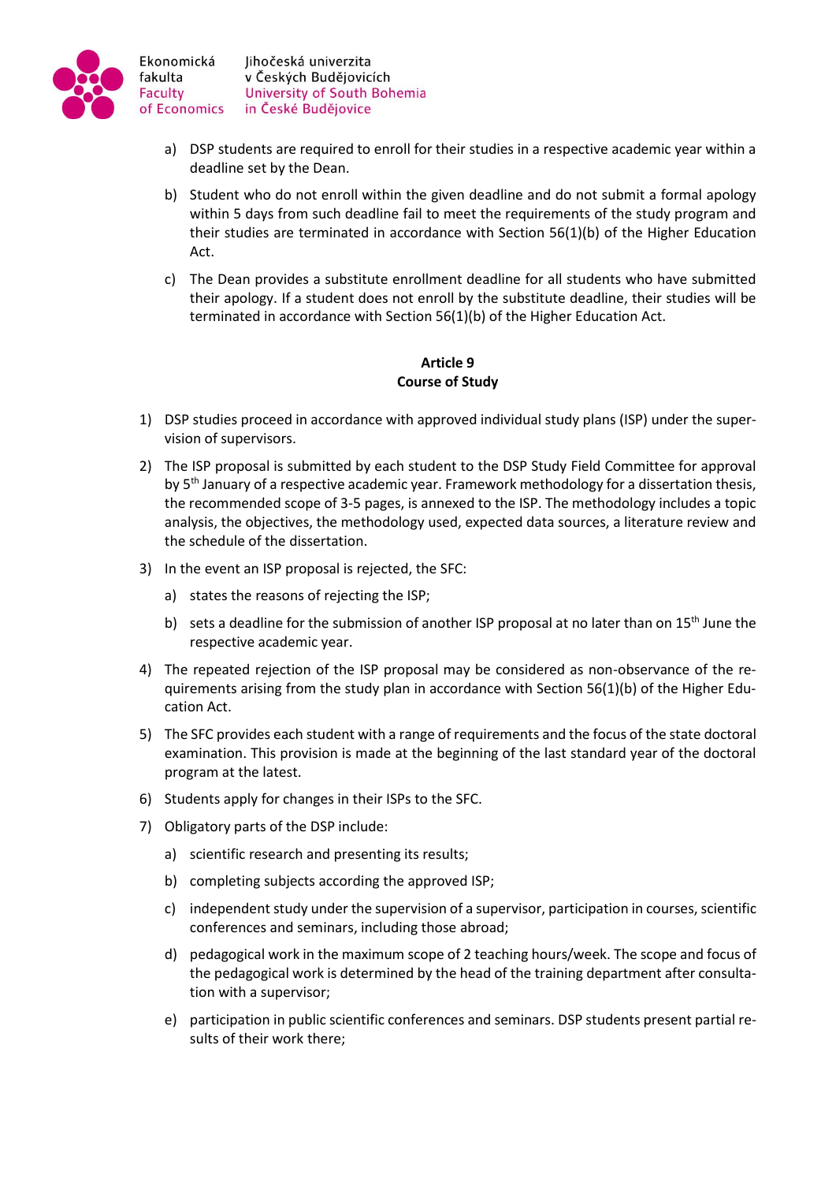a) DSP students are required to enroll for their studies in a respective academic year within a deadline set by the Dean.

b) Student who do not enroll within the given deadline and do not submit a formal apology within 5 days from such deadline fail to meet the requirements of the study program and their studies are terminated in accordance with Section 56(1)(b) of the Higher Education Act.

c) The Dean provides a substitute enrollment deadline for all students who have submitted their apology. If a student does not enroll by the substitute deadline, their studies will be terminated in accordance with Section 56(1)(b) of the Higher Education Act.

**Article 9**
**Course of Study**

1) DSP studies proceed in accordance with approved individual study plans (ISP) under the supervision of supervisors.

2) The ISP proposal is submitted by each student to the DSP Study Field Committee for approval by 5th January of a respective academic year. Framework methodology for a dissertation thesis, the recommended scope of 3-5 pages, is annexed to the ISP. The methodology includes a topic analysis, the objectives, the methodology used, expected data sources, a literature review and the schedule of the dissertation.

3) In the event an ISP proposal is rejected, the SFC:

   a) states the reasons of rejecting the ISP;

   b) sets a deadline for the submission of another ISP proposal at no later than on 15th June the respective academic year.

4) The repeated rejection of the ISP proposal may be considered as non-observance of the requirements arising from the study plan in accordance with Section 56(1)(b) of the Higher Education Act.

5) The SFC provides each student with a range of requirements and the focus of the state doctoral examination. This provision is made at the beginning of the last standard year of the doctoral program at the latest.

6) Students apply for changes in their ISPs to the SFC.

7) Obligatory parts of the DSP include:

   a) scientific research and presenting its results;

   b) completing subjects according the approved ISP;

   c) independent study under the supervision of a supervisor, participation in courses, scientific conferences and seminars, including those abroad;

   d) pedagogical work in the maximum scope of 2 teaching hours/week. The scope and focus of the pedagogical work is determined by the head of the training department after consultation with a supervisor;

   e) participation in public scientific conferences and seminars. DSP students present partial results of their work there;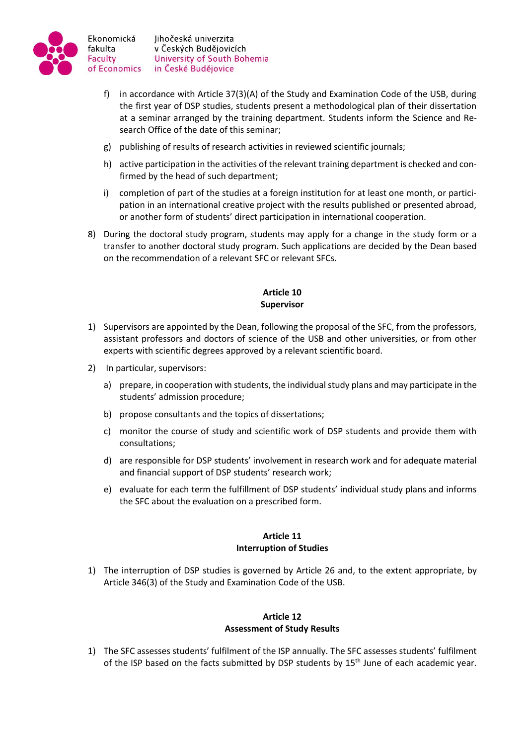f) in accordance with Article 37(3)(A) of the Study and Examination Code of the USB, during the first year of DSP studies, students present a methodological plan of their dissertation at a seminar arranged by the training department. Students inform the Science and Research Office of the date of this seminar;

   g) publishing of results of research activities in reviewed scientific journals;

   h) active participation in the activities of the relevant training department is checked and confirmed by the head of such department;

   i) completion of part of the studies at a foreign institution for at least one month, or participation in an international creative project with the results published or presented abroad, or another form of students' direct participation in international cooperation.

8) During the doctoral study program, students may apply for a change in the study form or a transfer to another doctoral study program. Such applications are decided by the Dean based on the recommendation of a relevant SFC or relevant SFCs.

## Article 10
## Supervisor

1) Supervisors are appointed by the Dean, following the proposal of the SFC, from the professors, assistant professors and doctors of science of the USB and other universities, or from other experts with scientific degrees approved by a relevant scientific board.

2) In particular, supervisors:

   a) prepare, in cooperation with students, the individual study plans and may participate in the students' admission procedure;

   b) propose consultants and the topics of dissertations;

   c) monitor the course of study and scientific work of DSP students and provide them with consultations;

   d) are responsible for DSP students' involvement in research work and for adequate material and financial support of DSP students' research work;

   e) evaluate for each term the fulfillment of DSP students' individual study plans and informs the SFC about the evaluation on a prescribed form.

## Article 11
## Interruption of Studies

1) The interruption of DSP studies is governed by Article 26 and, to the extent appropriate, by Article 346(3) of the Study and Examination Code of the USB.

## Article 12
## Assessment of Study Results

1) The SFC assesses students' fulfilment of the ISP annually. The SFC assesses students' fulfilment of the ISP based on the facts submitted by DSP students by 15th June of each academic year.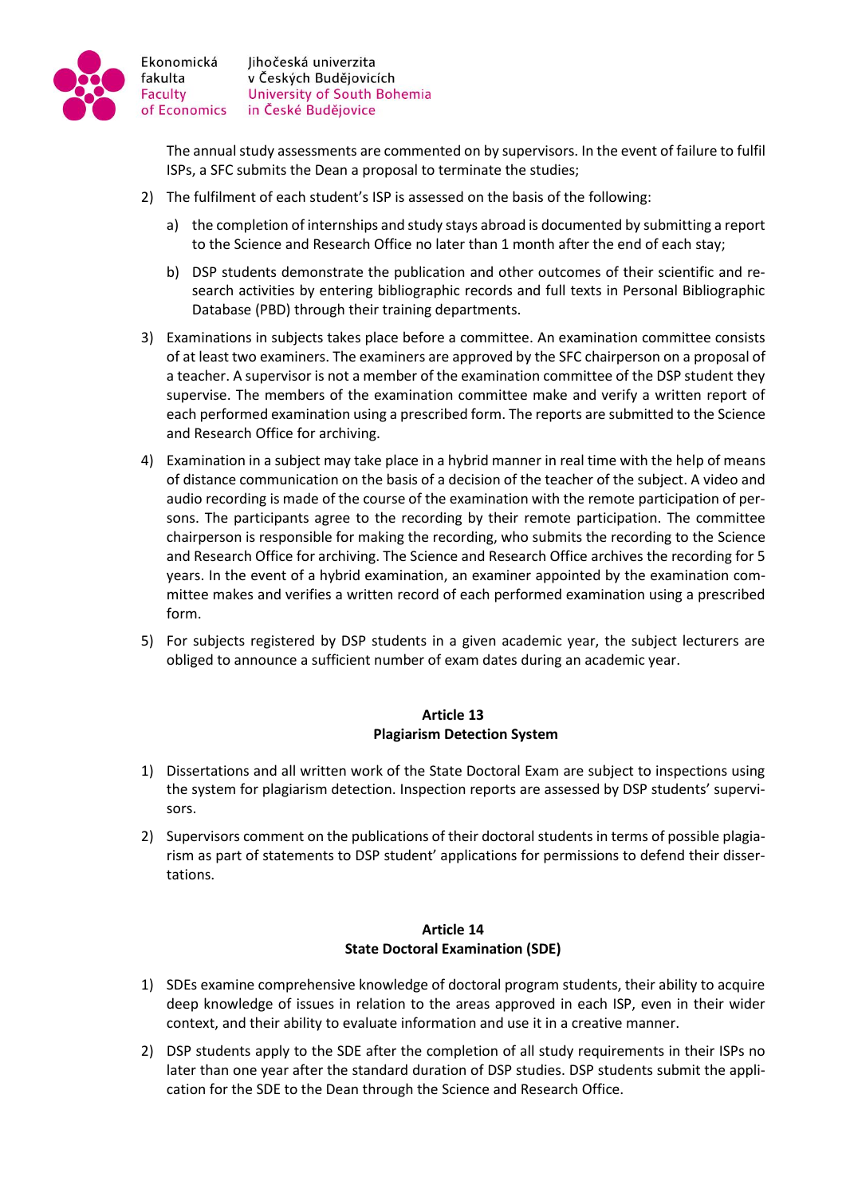The annual study assessments are commented on by supervisors. In the event of failure to fulfil ISPs, a SFC submits the Dean a proposal to terminate the studies;

2) The fulfilment of each student's ISP is assessed on the basis of the following:

   a) the completion of internships and study stays abroad is documented by submitting a report to the Science and Research Office no later than 1 month after the end of each stay;

   b) DSP students demonstrate the publication and other outcomes of their scientific and research activities by entering bibliographic records and full texts in Personal Bibliographic Database (PBD) through their training departments.

3) Examinations in subjects takes place before a committee. An examination committee consists of at least two examiners. The examiners are approved by the SFC chairperson on a proposal of a teacher. A supervisor is not a member of the examination committee of the DSP student they supervise. The members of the examination committee make and verify a written report of each performed examination using a prescribed form. The reports are submitted to the Science and Research Office for archiving.

4) Examination in a subject may take place in a hybrid manner in real time with the help of means of distance communication on the basis of a decision of the teacher of the subject. A video and audio recording is made of the course of the examination with the remote participation of persons. The participants agree to the recording by their remote participation. The committee chairperson is responsible for making the recording, who submits the recording to the Science and Research Office for archiving. The Science and Research Office archives the recording for 5 years. In the event of a hybrid examination, an examiner appointed by the examination committee makes and verifies a written record of each performed examination using a prescribed form.

5) For subjects registered by DSP students in a given academic year, the subject lecturers are obliged to announce a sufficient number of exam dates during an academic year.

## Article 13
## Plagiarism Detection System

1) Dissertations and all written work of the State Doctoral Exam are subject to inspections using the system for plagiarism detection. Inspection reports are assessed by DSP students' supervisors.

2) Supervisors comment on the publications of their doctoral students in terms of possible plagiarism as part of statements to DSP student' applications for permissions to defend their dissertations.

## Article 14
## State Doctoral Examination (SDE)

1) SDEs examine comprehensive knowledge of doctoral program students, their ability to acquire deep knowledge of issues in relation to the areas approved in each ISP, even in their wider context, and their ability to evaluate information and use it in a creative manner.

2) DSP students apply to the SDE after the completion of all study requirements in their ISPs no later than one year after the standard duration of DSP studies. DSP students submit the application for the SDE to the Dean through the Science and Research Office.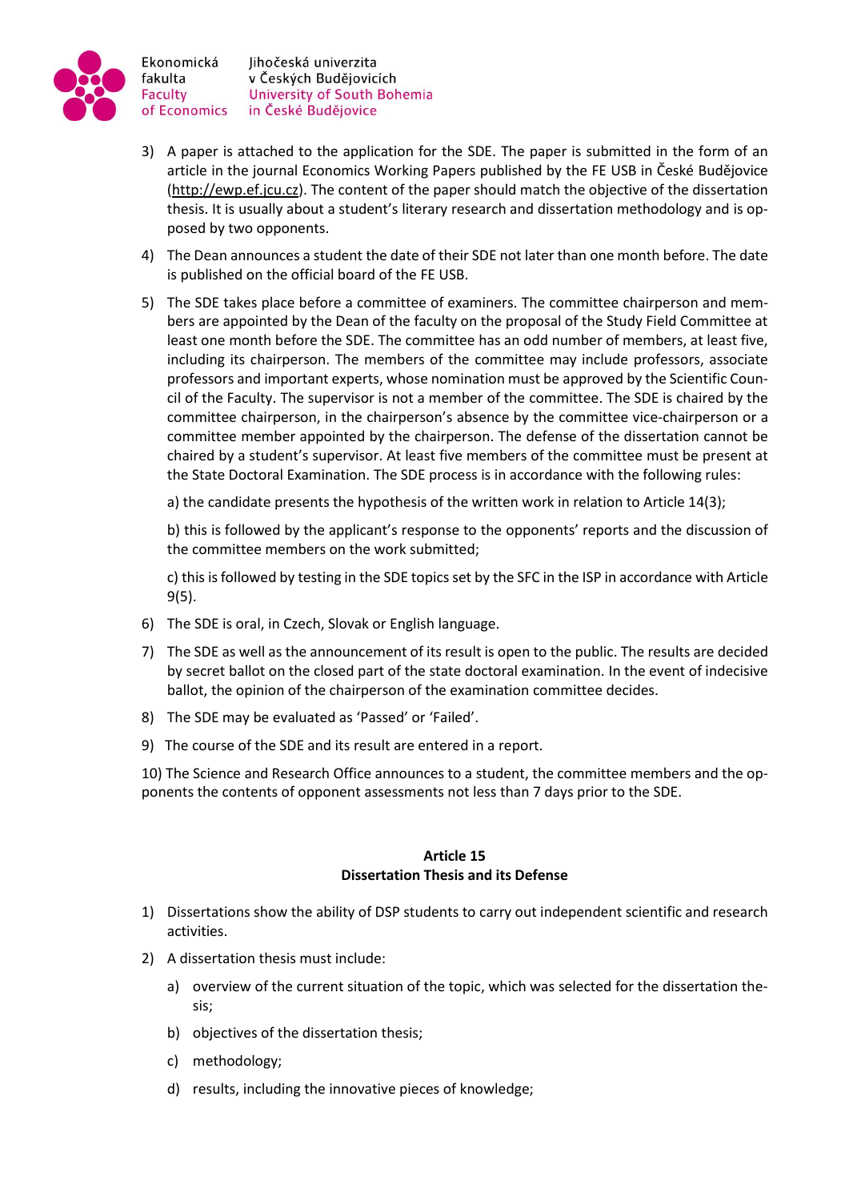3) A paper is attached to the application for the SDE. The paper is submitted in the form of an article in the journal Economics Working Papers published by the FE USB in České Budějovice (http://ewp.ef.jcu.cz). The content of the paper should match the objective of the dissertation thesis. It is usually about a student's literary research and dissertation methodology and is opposed by two opponents.

4) The Dean announces a student the date of their SDE not later than one month before. The date is published on the official board of the FE USB.

5) The SDE takes place before a committee of examiners. The committee chairperson and members are appointed by the Dean of the faculty on the proposal of the Study Field Committee at least one month before the SDE. The committee has an odd number of members, at least five, including its chairperson. The members of the committee may include professors, associate professors and important experts, whose nomination must be approved by the Scientific Council of the Faculty. The supervisor is not a member of the committee. The SDE is chaired by the committee chairperson, in the chairperson's absence by the committee vice-chairperson or a committee member appointed by the chairperson. The defense of the dissertation cannot be chaired by a student's supervisor. At least five members of the committee must be present at the State Doctoral Examination. The SDE process is in accordance with the following rules:

   a) the candidate presents the hypothesis of the written work in relation to Article 14(3);

   b) this is followed by the applicant's response to the opponents' reports and the discussion of the committee members on the work submitted;

   c) this is followed by testing in the SDE topics set by the SFC in the ISP in accordance with Article 9(5).

6) The SDE is oral, in Czech, Slovak or English language.

7) The SDE as well as the announcement of its result is open to the public. The results are decided by secret ballot on the closed part of the state doctoral examination. In the event of indecisive ballot, the opinion of the chairperson of the examination committee decides.

8) The SDE may be evaluated as 'Passed' or 'Failed'.

9) The course of the SDE and its result are entered in a report.

10) The Science and Research Office announces to a student, the committee members and the opponents the contents of opponent assessments not less than 7 days prior to the SDE.

## Article 15
## Dissertation Thesis and its Defense

1) Dissertations show the ability of DSP students to carry out independent scientific and research activities.

2) A dissertation thesis must include:

   a) overview of the current situation of the topic, which was selected for the dissertation thesis;

   b) objectives of the dissertation thesis;

   c) methodology;

   d) results, including the innovative pieces of knowledge;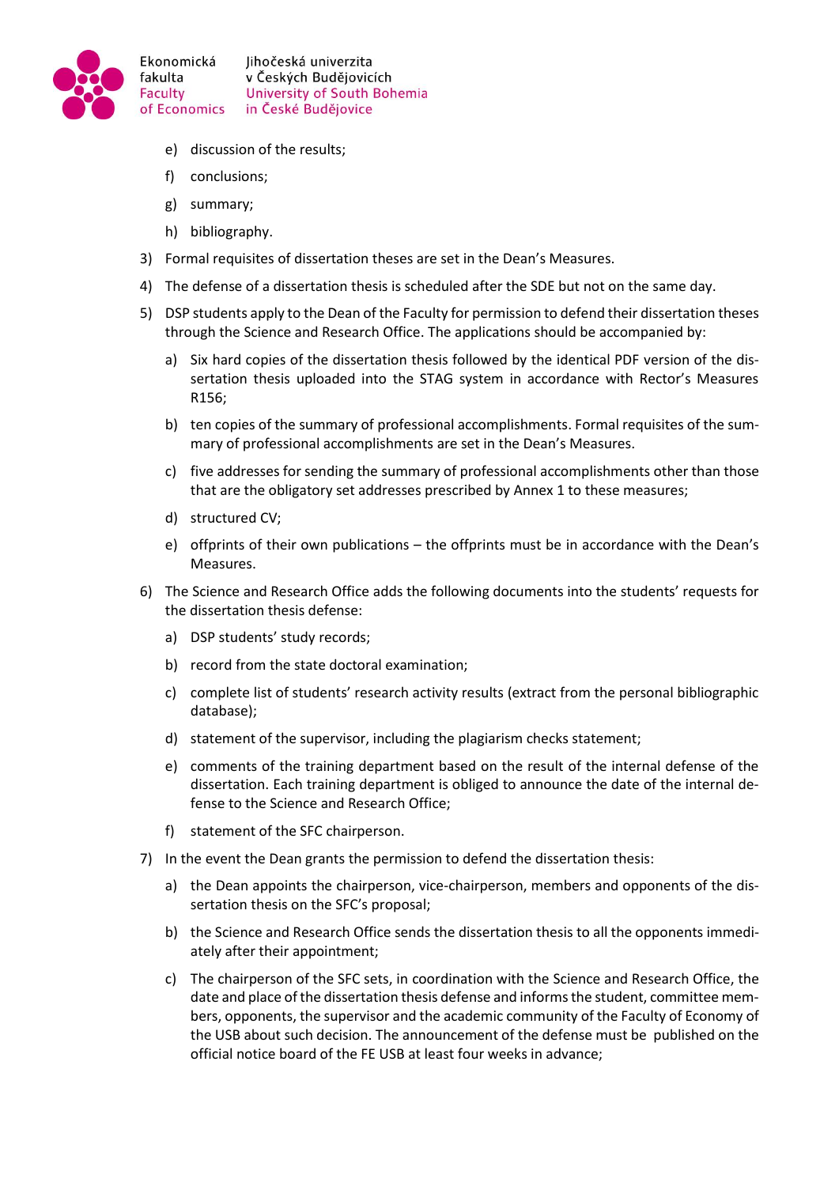e) discussion of the results;

f) conclusions;

g) summary;

h) bibliography.

3) Formal requisites of dissertation theses are set in the Dean's Measures.

4) The defense of a dissertation thesis is scheduled after the SDE but not on the same day.

5) DSP students apply to the Dean of the Faculty for permission to defend their dissertation theses through the Science and Research Office. The applications should be accompanied by:

   a) Six hard copies of the dissertation thesis followed by the identical PDF version of the dissertation thesis uploaded into the STAG system in accordance with Rector's Measures R156;

   b) ten copies of the summary of professional accomplishments. Formal requisites of the summary of professional accomplishments are set in the Dean's Measures.

   c) five addresses for sending the summary of professional accomplishments other than those that are the obligatory set addresses prescribed by Annex 1 to these measures;

   d) structured CV;

   e) offprints of their own publications – the offprints must be in accordance with the Dean's Measures.

6) The Science and Research Office adds the following documents into the students' requests for the dissertation thesis defense:

   a) DSP students' study records;

   b) record from the state doctoral examination;

   c) complete list of students' research activity results (extract from the personal bibliographic database);

   d) statement of the supervisor, including the plagiarism checks statement;

   e) comments of the training department based on the result of the internal defense of the dissertation. Each training department is obliged to announce the date of the internal defense to the Science and Research Office;

   f) statement of the SFC chairperson.

7) In the event the Dean grants the permission to defend the dissertation thesis:

   a) the Dean appoints the chairperson, vice-chairperson, members and opponents of the dissertation thesis on the SFC's proposal;

   b) the Science and Research Office sends the dissertation thesis to all the opponents immediately after their appointment;

   c) The chairperson of the SFC sets, in coordination with the Science and Research Office, the date and place of the dissertation thesis defense and informs the student, committee members, opponents, the supervisor and the academic community of the Faculty of Economy of the USB about such decision. The announcement of the defense must be published on the official notice board of the FE USB at least four weeks in advance;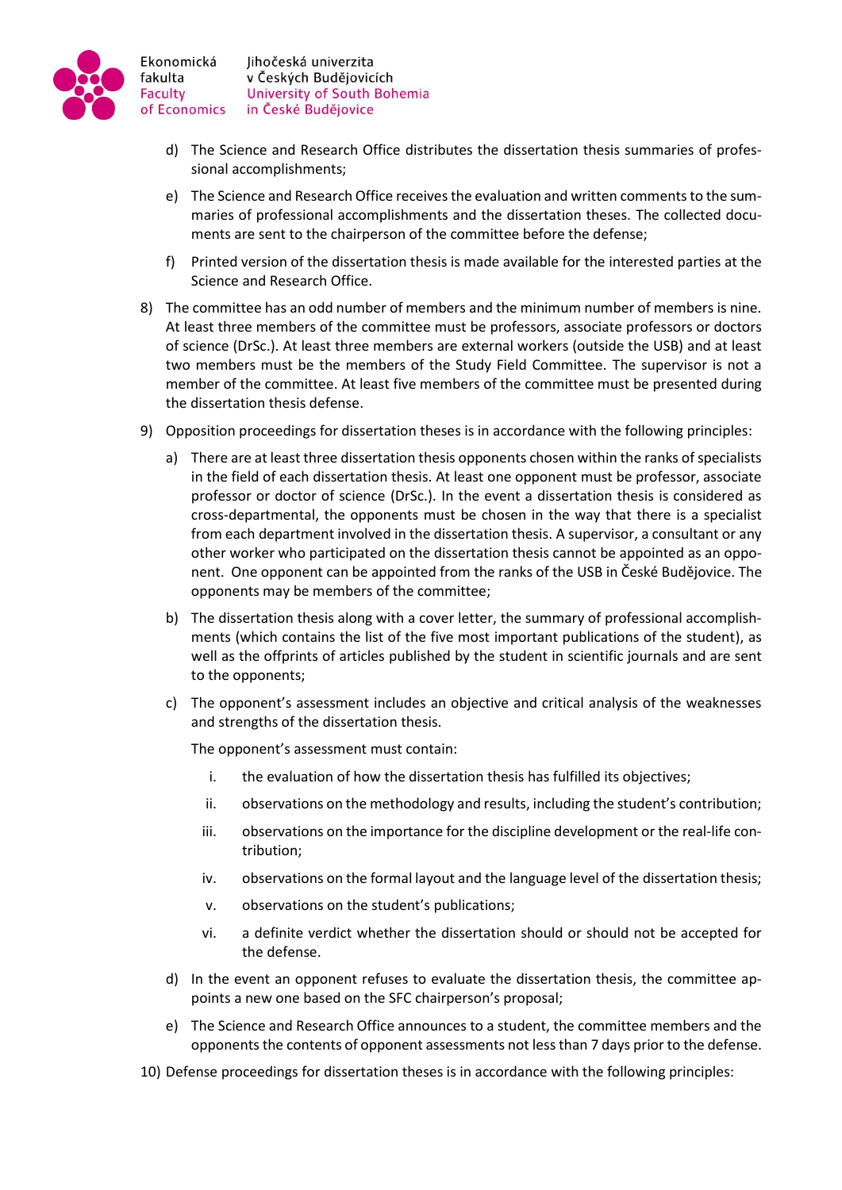d) The Science and Research Office distributes the dissertation thesis summaries of professional accomplishments;

e) The Science and Research Office receives the evaluation and written comments to the summaries of professional accomplishments and the dissertation theses. The collected documents are sent to the chairperson of the committee before the defense;

f) Printed version of the dissertation thesis is made available for the interested parties at the Science and Research Office.

8) The committee has an odd number of members and the minimum number of members is nine. At least three members of the committee must be professors, associate professors or doctors of science (DrSc.). At least three members are external workers (outside the USB) and at least two members must be the members of the Study Field Committee. The supervisor is not a member of the committee. At least five members of the committee must be presented during the dissertation thesis defense.

9) Opposition proceedings for dissertation theses is in accordance with the following principles:

   a) There are at least three dissertation thesis opponents chosen within the ranks of specialists in the field of each dissertation thesis. At least one opponent must be professor, associate professor or doctor of science (DrSc.). In the event a dissertation thesis is considered as cross-departmental, the opponents must be chosen in the way that there is a specialist from each department involved in the dissertation thesis. A supervisor, a consultant or any other worker who participated on the dissertation thesis cannot be appointed as an opponent. One opponent can be appointed from the ranks of the USB in České Budějovice. The opponents may be members of the committee;

   b) The dissertation thesis along with a cover letter, the summary of professional accomplishments (which contains the list of the five most important publications of the student), as well as the offprints of articles published by the student in scientific journals and are sent to the opponents;

   c) The opponent's assessment includes an objective and critical analysis of the weaknesses and strengths of the dissertation thesis.

      The opponent's assessment must contain:

      i. the evaluation of how the dissertation thesis has fulfilled its objectives;

      ii. observations on the methodology and results, including the student's contribution;

      iii. observations on the importance for the discipline development or the real-life contribution;

      iv. observations on the formal layout and the language level of the dissertation thesis;

      v. observations on the student's publications;

      vi. a definite verdict whether the dissertation should or should not be accepted for the defense.

   d) In the event an opponent refuses to evaluate the dissertation thesis, the committee appoints a new one based on the SFC chairperson's proposal;

   e) The Science and Research Office announces to a student, the committee members and the opponents the contents of opponent assessments not less than 7 days prior to the defense.

10) Defense proceedings for dissertation theses is in accordance with the following principles: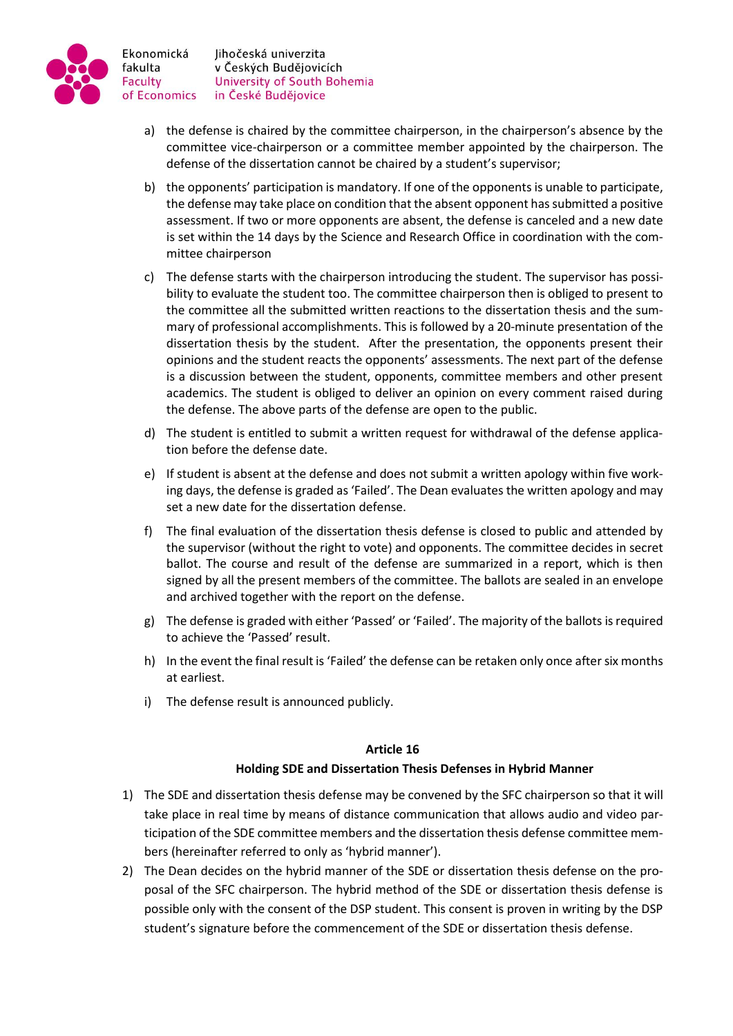a) the defense is chaired by the committee chairperson, in the chairperson's absence by the committee vice-chairperson or a committee member appointed by the chairperson. The defense of the dissertation cannot be chaired by a student's supervisor;

b) the opponents' participation is mandatory. If one of the opponents is unable to participate, the defense may take place on condition that the absent opponent has submitted a positive assessment. If two or more opponents are absent, the defense is canceled and a new date is set within the 14 days by the Science and Research Office in coordination with the committee chairperson

c) The defense starts with the chairperson introducing the student. The supervisor has possibility to evaluate the student too. The committee chairperson then is obliged to present to the committee all the submitted written reactions to the dissertation thesis and the summary of professional accomplishments. This is followed by a 20-minute presentation of the dissertation thesis by the student. After the presentation, the opponents present their opinions and the student reacts the opponents' assessments. The next part of the defense is a discussion between the student, opponents, committee members and other present academics. The student is obliged to deliver an opinion on every comment raised during the defense. The above parts of the defense are open to the public.

d) The student is entitled to submit a written request for withdrawal of the defense application before the defense date.

e) If student is absent at the defense and does not submit a written apology within five working days, the defense is graded as 'Failed'. The Dean evaluates the written apology and may set a new date for the dissertation defense.

f) The final evaluation of the dissertation thesis defense is closed to public and attended by the supervisor (without the right to vote) and opponents. The committee decides in secret ballot. The course and result of the defense are summarized in a report, which is then signed by all the present members of the committee. The ballots are sealed in an envelope and archived together with the report on the defense.

g) The defense is graded with either 'Passed' or 'Failed'. The majority of the ballots is required to achieve the 'Passed' result.

h) In the event the final result is 'Failed' the defense can be retaken only once after six months at earliest.

i) The defense result is announced publicly.

### Article 16

### Holding SDE and Dissertation Thesis Defenses in Hybrid Manner

1) The SDE and dissertation thesis defense may be convened by the SFC chairperson so that it will take place in real time by means of distance communication that allows audio and video participation of the SDE committee members and the dissertation thesis defense committee members (hereinafter referred to as only as 'hybrid manner').
2) The Dean decides on the hybrid manner of the SDE or dissertation thesis defense on the proposal of the SFC chairperson. The hybrid method of the SDE or dissertation thesis defense is possible only with the consent of the DSP student. This consent is proven in writing by the DSP student's signature before the commencement of the SDE or dissertation thesis defense.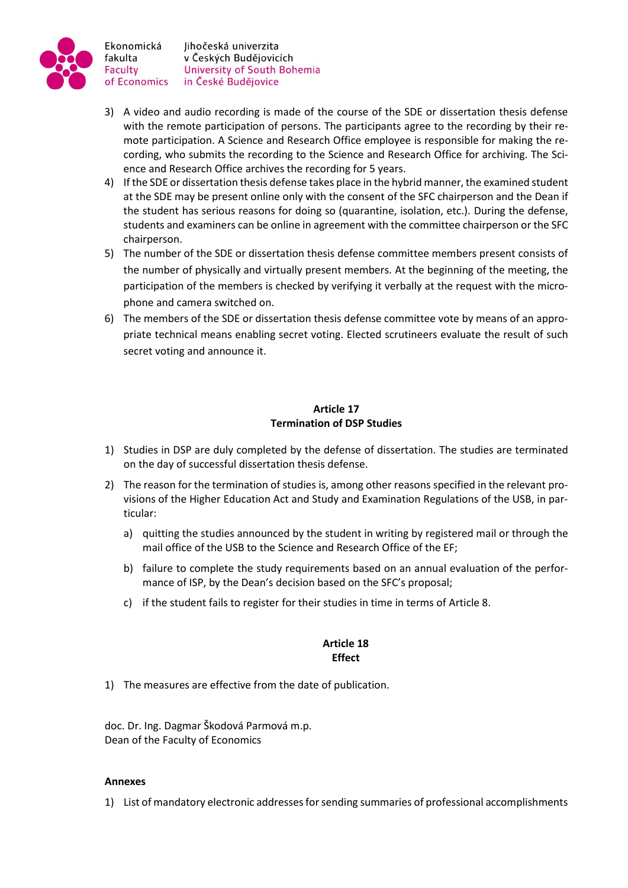3) A video and audio recording is made of the course of the SDE or dissertation thesis defense with the remote participation of persons. The participants agree to the recording by their remote participation. A Science and Research Office employee is responsible for making the recording, who submits the recording to the Science and Research Office for archiving. The Science and Research Office archives the recording for 5 years.
4) If the SDE or dissertation thesis defense takes place in the hybrid manner, the examined student at the SDE may be present online only with the consent of the SFC chairperson and the Dean if the student has serious reasons for doing so (quarantine, isolation, etc.). During the defense, students and examiners can be online in agreement with the committee chairperson or the SFC chairperson.
5) The number of the SDE or dissertation thesis defense committee members present consists of the number of physically and virtually present members. At the beginning of the meeting, the participation of the members is checked by verifying it verbally at the request with the microphone and camera switched on.
6) The members of the SDE or dissertation thesis defense committee vote by means of an appropriate technical means enabling secret voting. Elected scrutineers evaluate the result of such secret voting and announce it.

## Article 17
## Termination of DSP Studies

1) Studies in DSP are duly completed by the defense of dissertation. The studies are terminated on the day of successful dissertation thesis defense.
2) The reason for the termination of studies is, among other reasons specified in the relevant provisions of the Higher Education Act and Study and Examination Regulations of the USB, in particular:
   a) quitting the studies announced by the student in writing by registered mail or through the mail office of the USB to the Science and Research Office of the EF;
   b) failure to complete the study requirements based on an annual evaluation of the performance of ISP, by the Dean's decision based on the SFC's proposal;
   c) if the student fails to register for their studies in time in terms of Article 8.

## Article 18
## Effect

1) The measures are effective from the date of publication.

doc. Dr. Ing. Dagmar Škodová Parmová m.p.
Dean of the Faculty of Economics

**Annexes**

1) List of mandatory electronic addresses for sending summaries of professional accomplishments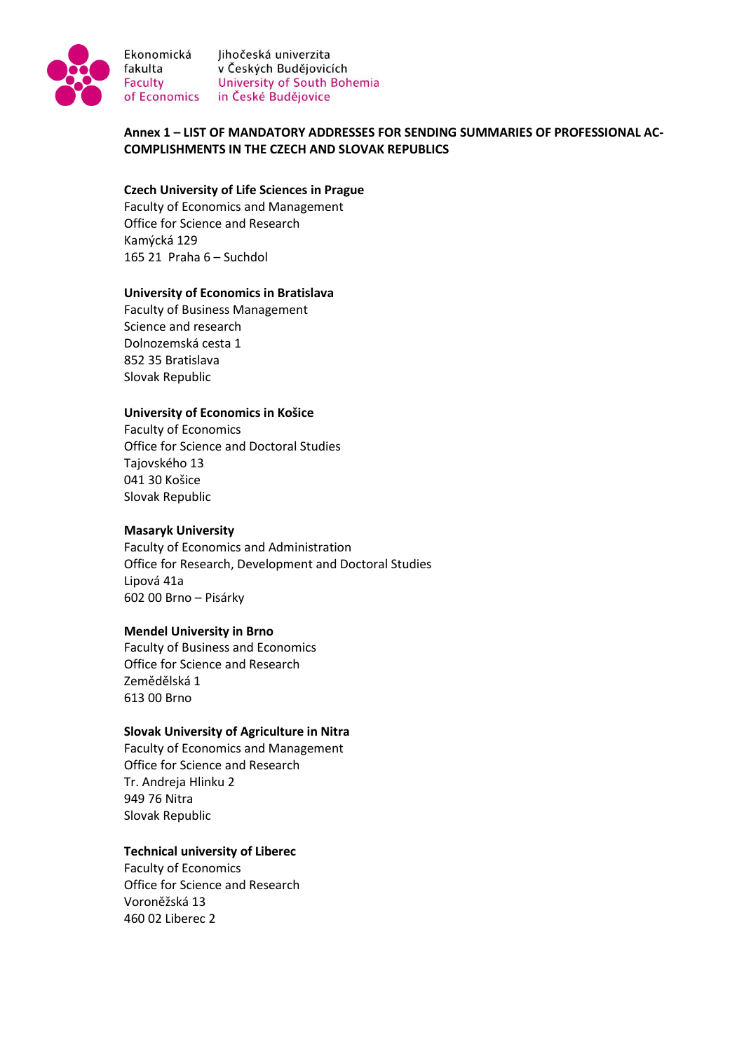## Annex 1 – LIST OF MANDATORY ADDRESSES FOR SENDING SUMMARIES OF PROFESSIONAL ACCOMPLISHMENTS IN THE CZECH AND SLOVAK REPUBLICS

**Czech University of Life Sciences in Prague**
Faculty of Economics and Management
Office for Science and Research
Kamýcká 129
165 21 Praha 6 – Suchdol

**University of Economics in Bratislava**
Faculty of Business Management
Science and research
Dolnozemská cesta 1
852 35 Bratislava
Slovak Republic

**University of Economics in Košice**
Faculty of Economics
Office for Science and Doctoral Studies
Tajovského 13
041 30 Košice
Slovak Republic

**Masaryk University**
Faculty of Economics and Administration
Office for Research, Development and Doctoral Studies
Lipová 41a
602 00 Brno – Pisárky

**Mendel University in Brno**
Faculty of Business and Economics
Office for Science and Research
Zemědělská 1
613 00 Brno

**Slovak University of Agriculture in Nitra**
Faculty of Economics and Management
Office for Science and Research
Tr. Andreja Hlinku 2
949 76 Nitra
Slovak Republic

**Technical university of Liberec**
Faculty of Economics
Office for Science and Research
Voroněžská 13
460 02 Liberec 2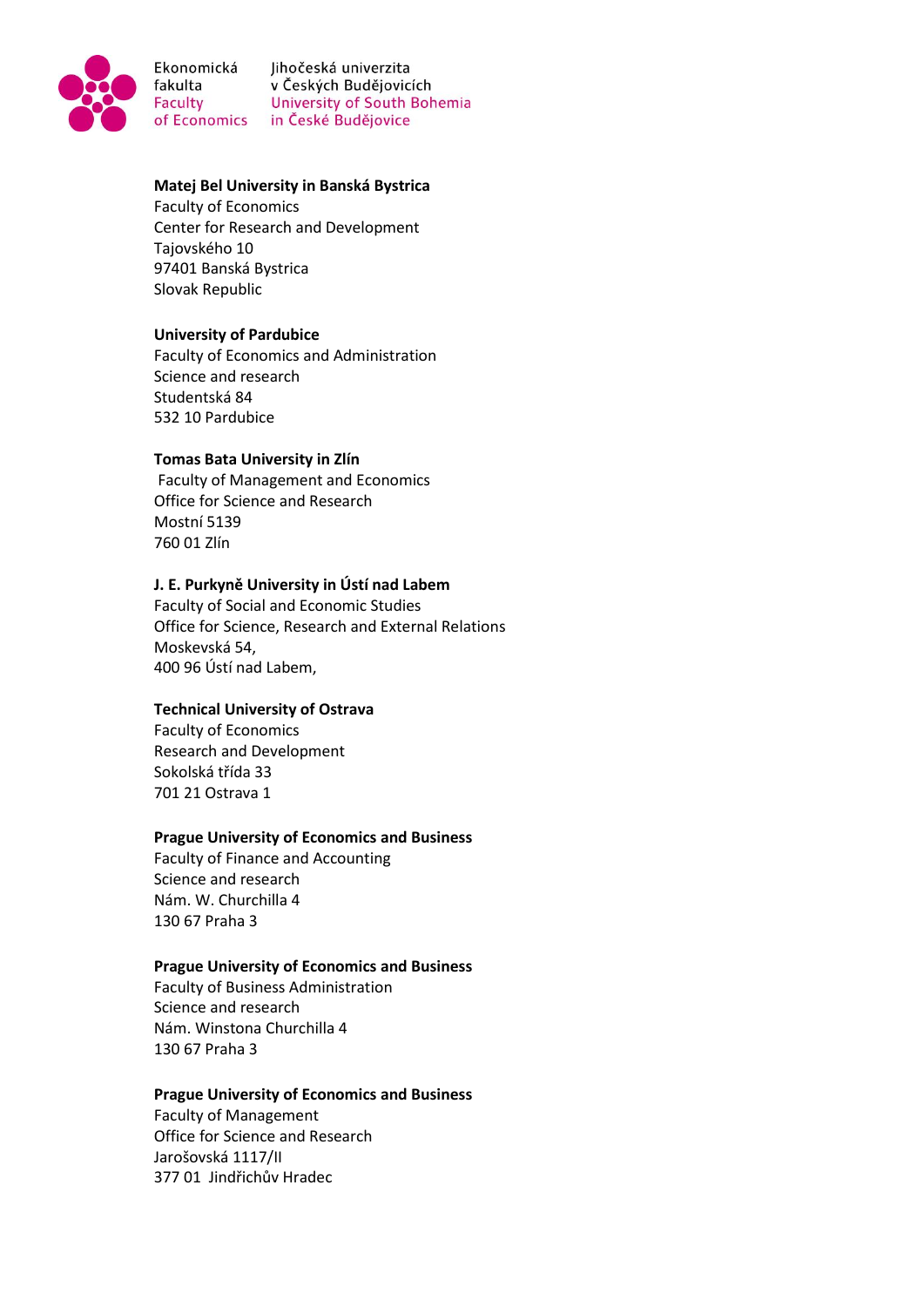**Matej Bel University in Banská Bystrica**
Faculty of Economics
Center for Research and Development
Tajovského 10
97401 Banská Bystrica
Slovak Republic

**University of Pardubice**
Faculty of Economics and Administration
Science and research
Studentská 84
532 10 Pardubice

**Tomas Bata University in Zlín**
Faculty of Management and Economics
Office for Science and Research
Mostní 5139
760 01 Zlín

**J. E. Purkyně University in Ústí nad Labem**
Faculty of Social and Economic Studies
Office for Science, Research and External Relations
Moskevská 54,
400 96 Ústí nad Labem,

**Technical University of Ostrava**
Faculty of Economics
Research and Development
Sokolská třída 33
701 21 Ostrava 1

**Prague University of Economics and Business**
Faculty of Finance and Accounting
Science and research
Nám. W. Churchilla 4
130 67 Praha 3

**Prague University of Economics and Business**
Faculty of Business Administration
Science and research
Nám. Winstona Churchilla 4
130 67 Praha 3

**Prague University of Economics and Business**
Faculty of Management
Office for Science and Research
Jarošovská 1117/II
377 01 Jindřichův Hradec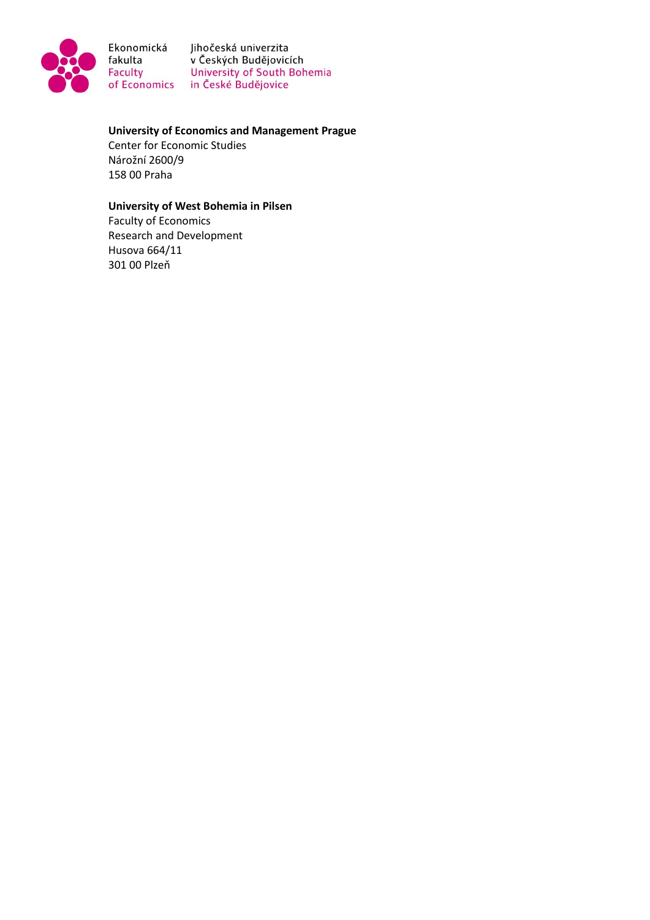Ekonomická fakulta
Faculty of Economics

Jihočeská univerzita v Českých Budějovicích
University of South Bohemia in České Budějovice

**University of Economics and Management Prague**
Center for Economic Studies
Nárožní 2600/9
158 00 Praha

**University of West Bohemia in Pilsen**
Faculty of Economics
Research and Development
Husova 664/11
301 00 Plzeň